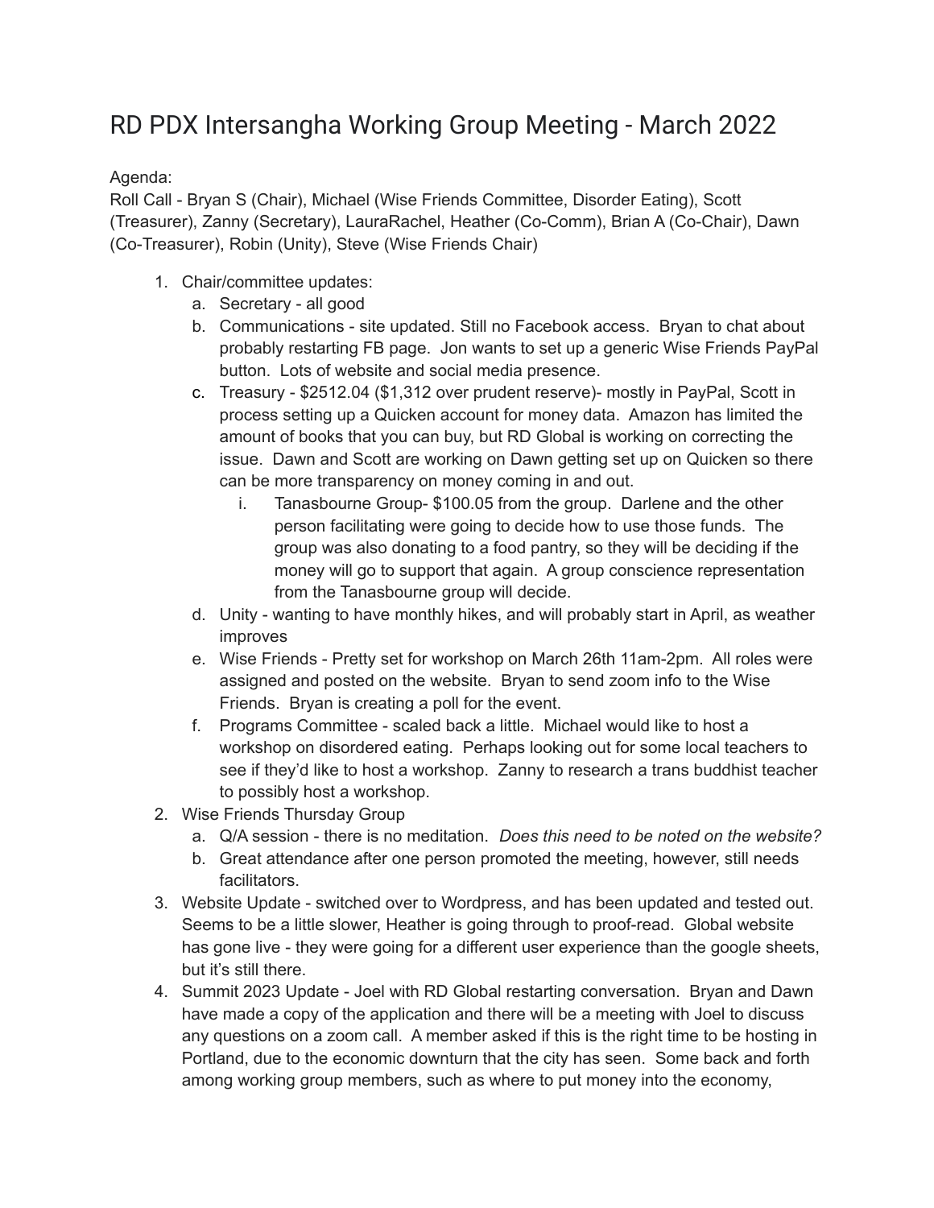# RD PDX Intersangha Working Group Meeting - March 2022

Agenda:

Roll Call - Bryan S (Chair), Michael (Wise Friends Committee, Disorder Eating), Scott (Treasurer), Zanny (Secretary), LauraRachel, Heather (Co-Comm), Brian A (Co-Chair), Dawn (Co-Treasurer), Robin (Unity), Steve (Wise Friends Chair)

1. Chair/committee updates:
   a. Secretary - all good
   b. Communications - site updated. Still no Facebook access. Bryan to chat about probably restarting FB page. Jon wants to set up a generic Wise Friends PayPal button. Lots of website and social media presence.
   c. Treasury - $2512.04 ($1,312 over prudent reserve)- mostly in PayPal, Scott in process setting up a Quicken account for money data. Amazon has limited the amount of books that you can buy, but RD Global is working on correcting the issue. Dawn and Scott are working on Dawn getting set up on Quicken so there can be more transparency on money coming in and out.
      i. Tanasbourne Group- $100.05 from the group. Darlene and the other person facilitating were going to decide how to use those funds. The group was also donating to a food pantry, so they will be deciding if the money will go to support that again. A group conscience representation from the Tanasbourne group will decide.
   d. Unity - wanting to have monthly hikes, and will probably start in April, as weather improves
   e. Wise Friends - Pretty set for workshop on March 26th 11am-2pm. All roles were assigned and posted on the website. Bryan to send zoom info to the Wise Friends. Bryan is creating a poll for the event.
   f. Programs Committee - scaled back a little. Michael would like to host a workshop on disordered eating. Perhaps looking out for some local teachers to see if they'd like to host a workshop. Zanny to research a trans buddhist teacher to possibly host a workshop.
2. Wise Friends Thursday Group
   a. Q/A session - there is no meditation. *Does this need to be noted on the website?*
   b. Great attendance after one person promoted the meeting, however, still needs facilitators.
3. Website Update - switched over to Wordpress, and has been updated and tested out. Seems to be a little slower, Heather is going through to proof-read. Global website has gone live - they were going for a different user experience than the google sheets, but it's still there.
4. Summit 2023 Update - Joel with RD Global restarting conversation. Bryan and Dawn have made a copy of the application and there will be a meeting with Joel to discuss any questions on a zoom call. A member asked if this is the right time to be hosting in Portland, due to the economic downturn that the city has seen. Some back and forth among working group members, such as where to put money into the economy,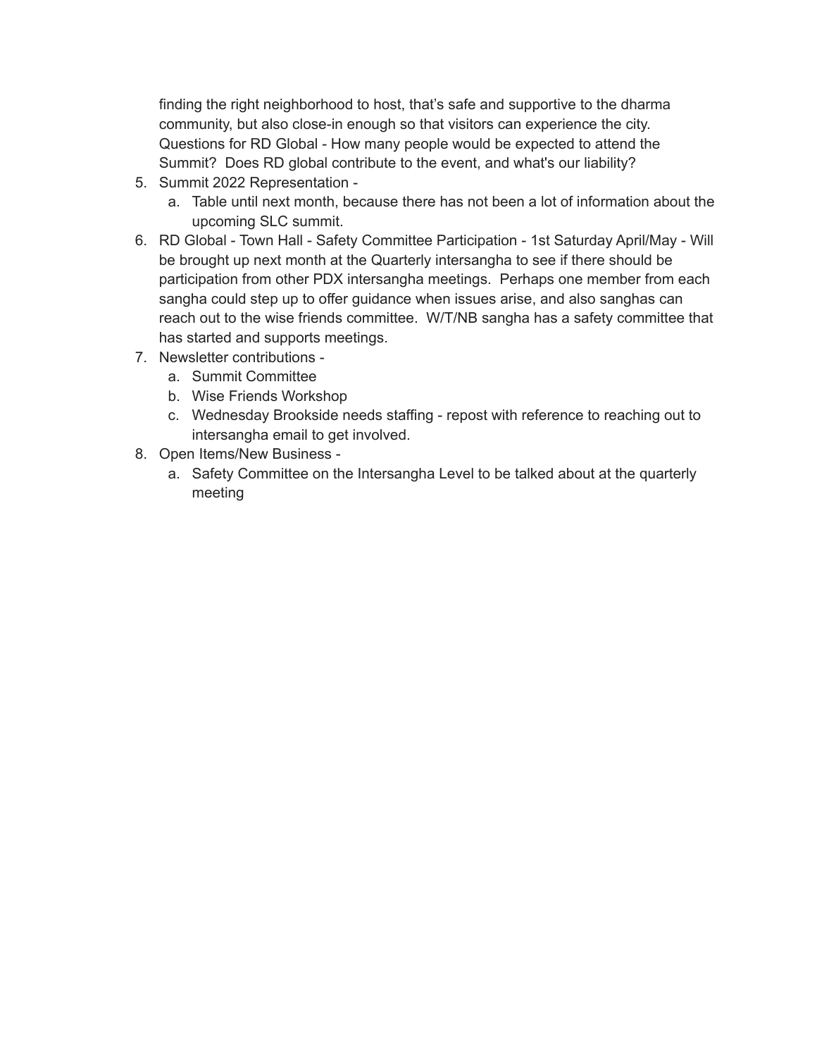finding the right neighborhood to host, that's safe and supportive to the dharma community, but also close-in enough so that visitors can experience the city. Questions for RD Global - How many people would be expected to attend the Summit? Does RD global contribute to the event, and what's our liability?

5. Summit 2022 Representation -
   a. Table until next month, because there has not been a lot of information about the upcoming SLC summit.
6. RD Global - Town Hall - Safety Committee Participation - 1st Saturday April/May - Will be brought up next month at the Quarterly intersangha to see if there should be participation from other PDX intersangha meetings. Perhaps one member from each sangha could step up to offer guidance when issues arise, and also sanghas can reach out to the wise friends committee. W/T/NB sangha has a safety committee that has started and supports meetings.
7. Newsletter contributions -
   a. Summit Committee
   b. Wise Friends Workshop
   c. Wednesday Brookside needs staffing - repost with reference to reaching out to intersangha email to get involved.
8. Open Items/New Business -
   a. Safety Committee on the Intersangha Level to be talked about at the quarterly meeting